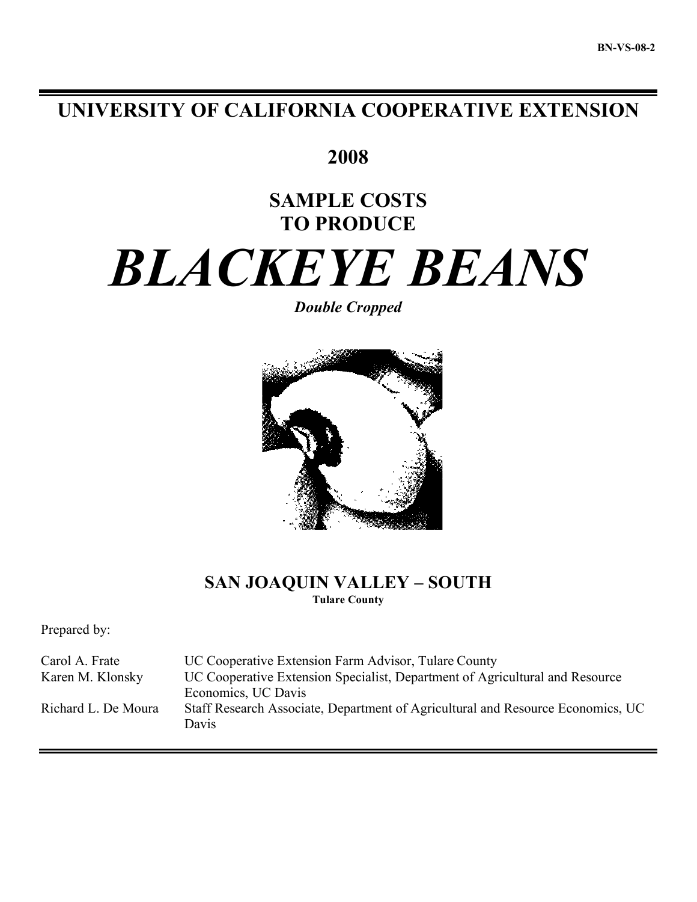BN-VS-08-2

# UNIVERSITY OF CALIFORNIA COOPERATIVE EXTENSION

## 2008

## SAMPLE COSTS TO PRODUCE

# *BLACKEYE BEANS*

***Double Cropped***

## SAN JOAQUIN VALLEY – SOUTH

**Tulare County**

Prepared by:

| | |
|---|---|
| Carol A. Frate | UC Cooperative Extension Farm Advisor, Tulare County |
| Karen M. Klonsky | UC Cooperative Extension Specialist, Department of Agricultural and Resource Economics, UC Davis |
| Richard L. De Moura | Staff Research Associate, Department of Agricultural and Resource Economics, UC Davis |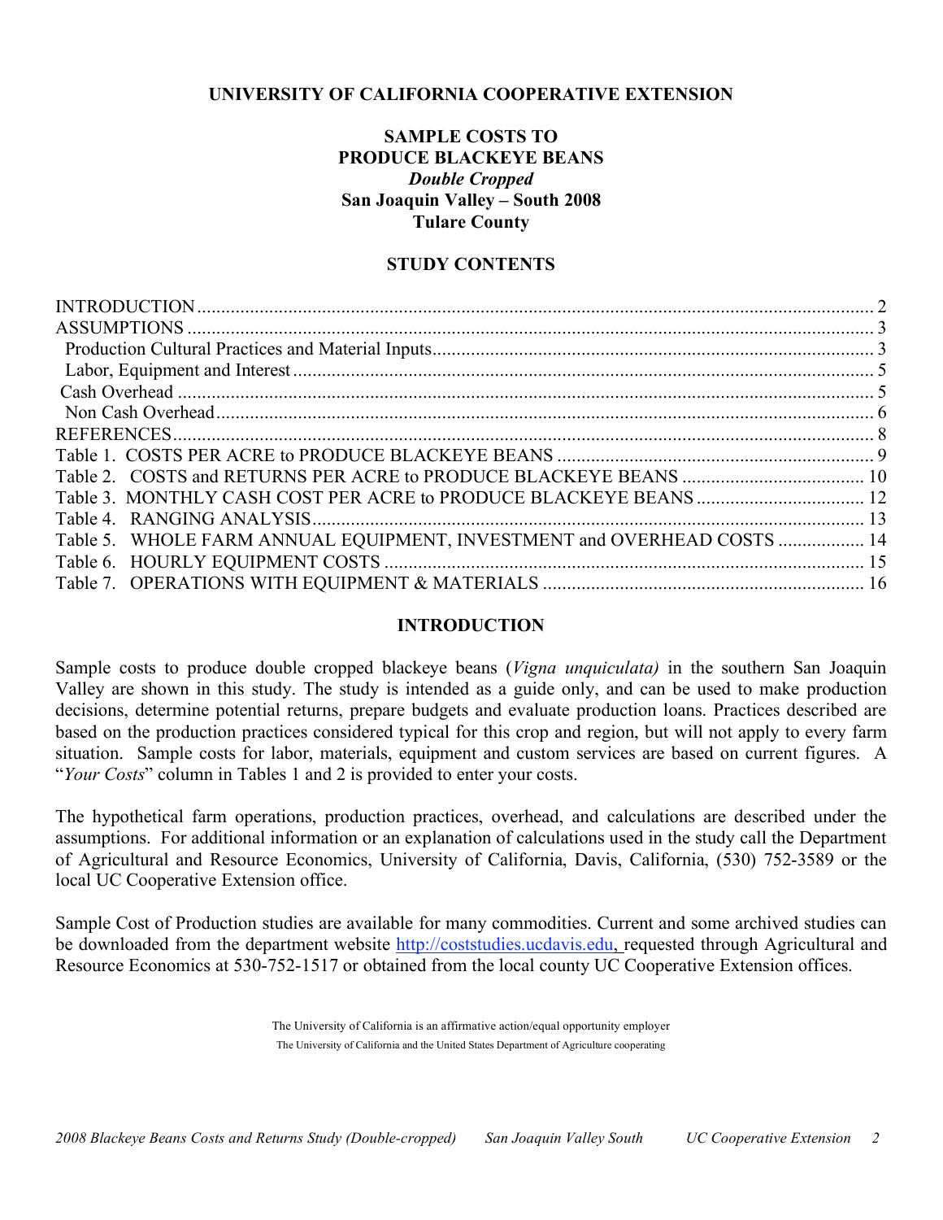**UNIVERSITY OF CALIFORNIA COOPERATIVE EXTENSION**

# SAMPLE COSTS TO PRODUCE BLACKEYE BEANS

***Double Cropped***

**San Joaquin Valley – South 2008**

**Tulare County**

## STUDY CONTENTS

| | |
|---|---|
| INTRODUCTION | 2 |
| ASSUMPTIONS | 3 |
| Production Cultural Practices and Material Inputs | 3 |
| Labor, Equipment and Interest | 5 |
| Cash Overhead | 5 |
| Non Cash Overhead | 6 |
| REFERENCES | 8 |
| Table 1. COSTS PER ACRE to PRODUCE BLACKEYE BEANS | 9 |
| Table 2. COSTS and RETURNS PER ACRE to PRODUCE BLACKEYE BEANS | 10 |
| Table 3. MONTHLY CASH COST PER ACRE to PRODUCE BLACKEYE BEANS | 12 |
| Table 4. RANGING ANALYSIS | 13 |
| Table 5. WHOLE FARM ANNUAL EQUIPMENT, INVESTMENT and OVERHEAD COSTS | 14 |
| Table 6. HOURLY EQUIPMENT COSTS | 15 |
| Table 7. OPERATIONS WITH EQUIPMENT & MATERIALS | 16 |

## INTRODUCTION

Sample costs to produce double cropped blackeye beans (*Vigna unquiculata)* in the southern San Joaquin Valley are shown in this study. The study is intended as a guide only, and can be used to make production decisions, determine potential returns, prepare budgets and evaluate production loans. Practices described are based on the production practices considered typical for this crop and region, but will not apply to every farm situation. Sample costs for labor, materials, equipment and custom services are based on current figures. A "*Your Costs*" column in Tables 1 and 2 is provided to enter your costs.

The hypothetical farm operations, production practices, overhead, and calculations are described under the assumptions. For additional information or an explanation of calculations used in the study call the Department of Agricultural and Resource Economics, University of California, Davis, California, (530) 752-3589 or the local UC Cooperative Extension office.

Sample Cost of Production studies are available for many commodities. Current and some archived studies can be downloaded from the department website http://coststudies.ucdavis.edu, requested through Agricultural and Resource Economics at 530-752-1517 or obtained from the local county UC Cooperative Extension offices.

The University of California is an affirmative action/equal opportunity employer

The University of California and the United States Department of Agriculture cooperating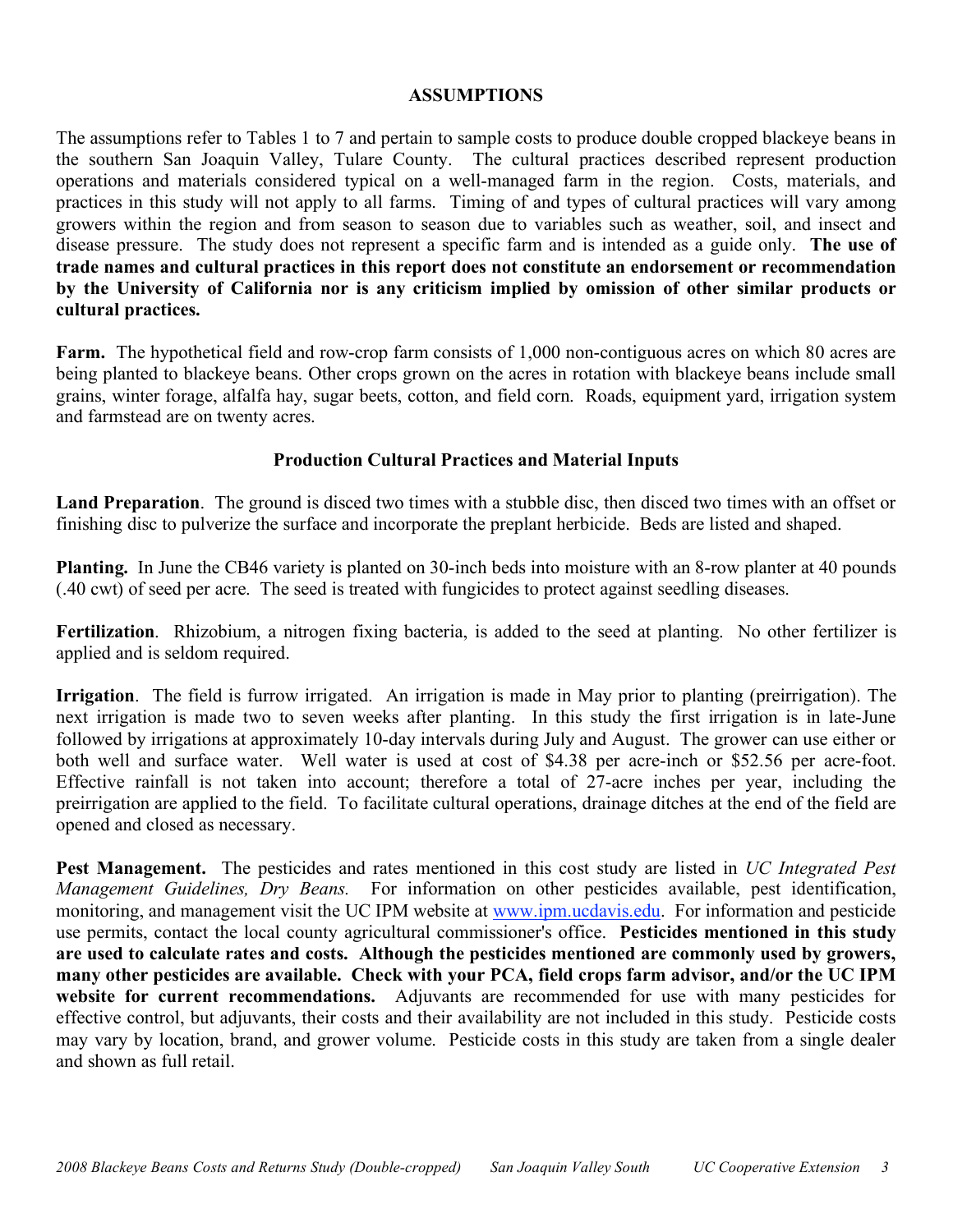## ASSUMPTIONS

The assumptions refer to Tables 1 to 7 and pertain to sample costs to produce double cropped blackeye beans in the southern San Joaquin Valley, Tulare County. The cultural practices described represent production operations and materials considered typical on a well-managed farm in the region. Costs, materials, and practices in this study will not apply to all farms. Timing of and types of cultural practices will vary among growers within the region and from season to season due to variables such as weather, soil, and insect and disease pressure. The study does not represent a specific farm and is intended as a guide only. **The use of trade names and cultural practices in this report does not constitute an endorsement or recommendation by the University of California nor is any criticism implied by omission of other similar products or cultural practices.**

**Farm.** The hypothetical field and row-crop farm consists of 1,000 non-contiguous acres on which 80 acres are being planted to blackeye beans. Other crops grown on the acres in rotation with blackeye beans include small grains, winter forage, alfalfa hay, sugar beets, cotton, and field corn. Roads, equipment yard, irrigation system and farmstead are on twenty acres.

### Production Cultural Practices and Material Inputs

**Land Preparation**. The ground is disced two times with a stubble disc, then disced two times with an offset or finishing disc to pulverize the surface and incorporate the preplant herbicide. Beds are listed and shaped.

**Planting.** In June the CB46 variety is planted on 30-inch beds into moisture with an 8-row planter at 40 pounds (.40 cwt) of seed per acre. The seed is treated with fungicides to protect against seedling diseases.

**Fertilization**. Rhizobium, a nitrogen fixing bacteria, is added to the seed at planting. No other fertilizer is applied and is seldom required.

**Irrigation**. The field is furrow irrigated. An irrigation is made in May prior to planting (preirrigation). The next irrigation is made two to seven weeks after planting. In this study the first irrigation is in late-June followed by irrigations at approximately 10-day intervals during July and August. The grower can use either or both well and surface water. Well water is used at cost of $4.38 per acre-inch or $52.56 per acre-foot. Effective rainfall is not taken into account; therefore a total of 27-acre inches per year, including the preirrigation are applied to the field. To facilitate cultural operations, drainage ditches at the end of the field are opened and closed as necessary.

**Pest Management.** The pesticides and rates mentioned in this cost study are listed in *UC Integrated Pest Management Guidelines, Dry Beans.* For information on other pesticides available, pest identification, monitoring, and management visit the UC IPM website at www.ipm.ucdavis.edu. For information and pesticide use permits, contact the local county agricultural commissioner's office. **Pesticides mentioned in this study are used to calculate rates and costs. Although the pesticides mentioned are commonly used by growers, many other pesticides are available. Check with your PCA, field crops farm advisor, and/or the UC IPM website for current recommendations.** Adjuvants are recommended for use with many pesticides for effective control, but adjuvants, their costs and their availability are not included in this study. Pesticide costs may vary by location, brand, and grower volume. Pesticide costs in this study are taken from a single dealer and shown as full retail.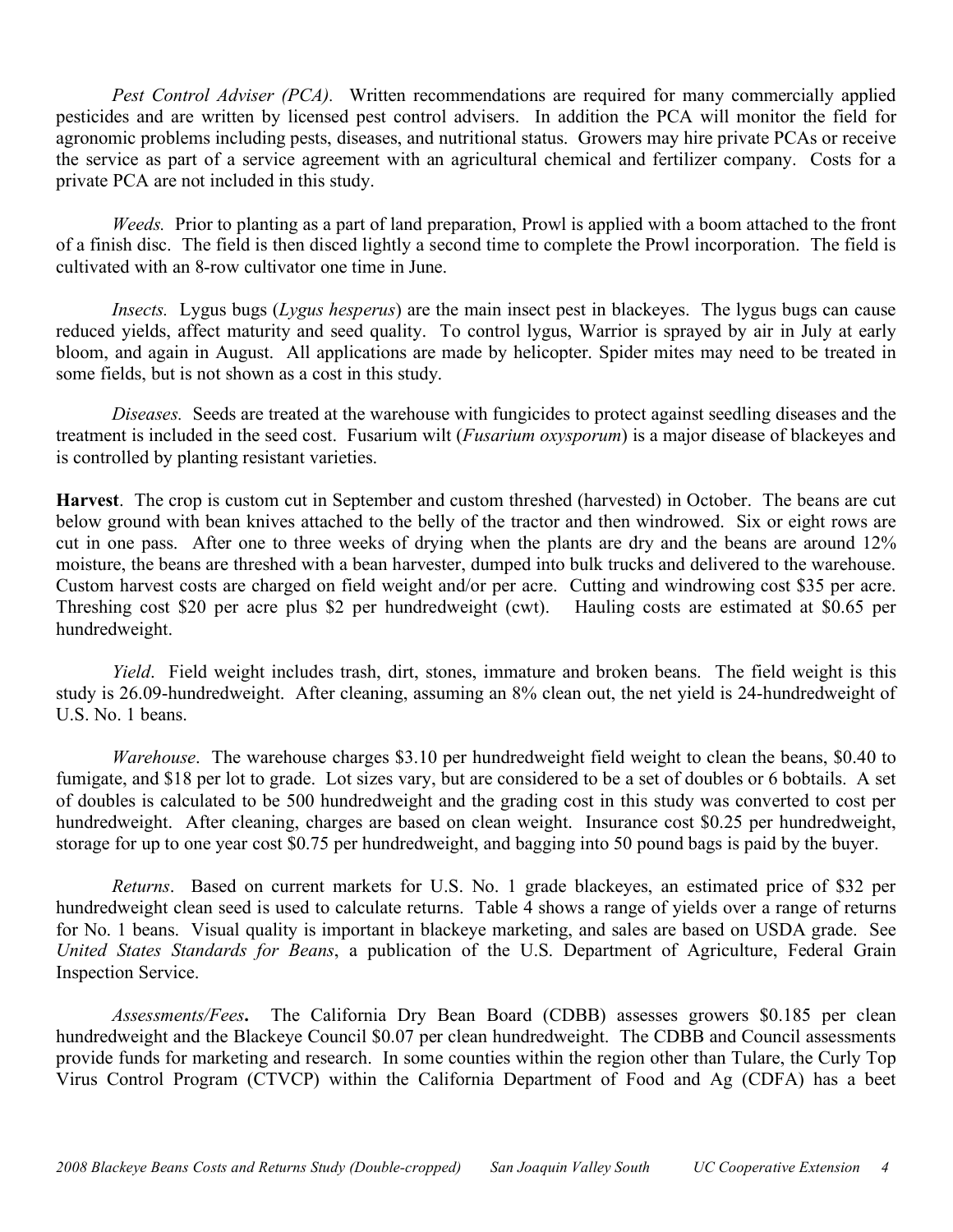*Pest Control Adviser (PCA).* Written recommendations are required for many commercially applied pesticides and are written by licensed pest control advisers. In addition the PCA will monitor the field for agronomic problems including pests, diseases, and nutritional status. Growers may hire private PCAs or receive the service as part of a service agreement with an agricultural chemical and fertilizer company. Costs for a private PCA are not included in this study.

*Weeds.* Prior to planting as a part of land preparation, Prowl is applied with a boom attached to the front of a finish disc. The field is then disced lightly a second time to complete the Prowl incorporation. The field is cultivated with an 8-row cultivator one time in June.

*Insects.* Lygus bugs (*Lygus hesperus*) are the main insect pest in blackeyes. The lygus bugs can cause reduced yields, affect maturity and seed quality. To control lygus, Warrior is sprayed by air in July at early bloom, and again in August. All applications are made by helicopter. Spider mites may need to be treated in some fields, but is not shown as a cost in this study.

*Diseases.* Seeds are treated at the warehouse with fungicides to protect against seedling diseases and the treatment is included in the seed cost. Fusarium wilt (*Fusarium oxysporum*) is a major disease of blackeyes and is controlled by planting resistant varieties.

**Harvest**. The crop is custom cut in September and custom threshed (harvested) in October. The beans are cut below ground with bean knives attached to the belly of the tractor and then windrowed. Six or eight rows are cut in one pass. After one to three weeks of drying when the plants are dry and the beans are around 12% moisture, the beans are threshed with a bean harvester, dumped into bulk trucks and delivered to the warehouse. Custom harvest costs are charged on field weight and/or per acre. Cutting and windrowing cost $35 per acre. Threshing cost $20 per acre plus $2 per hundredweight (cwt). Hauling costs are estimated at $0.65 per hundredweight.

*Yield*. Field weight includes trash, dirt, stones, immature and broken beans. The field weight is this study is 26.09-hundredweight. After cleaning, assuming an 8% clean out, the net yield is 24-hundredweight of U.S. No. 1 beans.

*Warehouse*. The warehouse charges $3.10 per hundredweight field weight to clean the beans, $0.40 to fumigate, and $18 per lot to grade. Lot sizes vary, but are considered to be a set of doubles or 6 bobtails. A set of doubles is calculated to be 500 hundredweight and the grading cost in this study was converted to cost per hundredweight. After cleaning, charges are based on clean weight. Insurance cost $0.25 per hundredweight, storage for up to one year cost $0.75 per hundredweight, and bagging into 50 pound bags is paid by the buyer.

*Returns*. Based on current markets for U.S. No. 1 grade blackeyes, an estimated price of $32 per hundredweight clean seed is used to calculate returns. Table 4 shows a range of yields over a range of returns for No. 1 beans. Visual quality is important in blackeye marketing, and sales are based on USDA grade. See *United States Standards for Beans*, a publication of the U.S. Department of Agriculture, Federal Grain Inspection Service.

*Assessments/Fees***.** The California Dry Bean Board (CDBB) assesses growers $0.185 per clean hundredweight and the Blackeye Council $0.07 per clean hundredweight. The CDBB and Council assessments provide funds for marketing and research. In some counties within the region other than Tulare, the Curly Top Virus Control Program (CTVCP) within the California Department of Food and Ag (CDFA) has a beet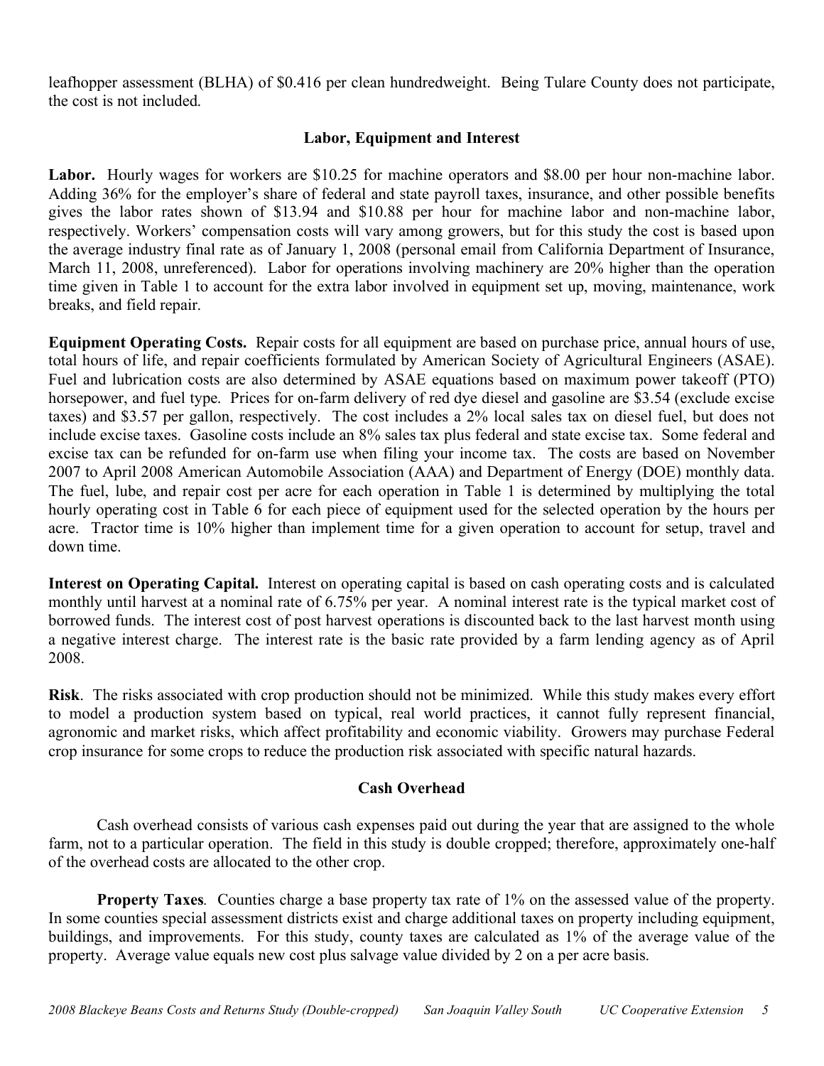leafhopper assessment (BLHA) of $0.416 per clean hundredweight. Being Tulare County does not participate, the cost is not included.

## Labor, Equipment and Interest

**Labor.** Hourly wages for workers are $10.25 for machine operators and $8.00 per hour non-machine labor. Adding 36% for the employer's share of federal and state payroll taxes, insurance, and other possible benefits gives the labor rates shown of $13.94 and $10.88 per hour for machine labor and non-machine labor, respectively. Workers' compensation costs will vary among growers, but for this study the cost is based upon the average industry final rate as of January 1, 2008 (personal email from California Department of Insurance, March 11, 2008, unreferenced). Labor for operations involving machinery are 20% higher than the operation time given in Table 1 to account for the extra labor involved in equipment set up, moving, maintenance, work breaks, and field repair.

**Equipment Operating Costs.** Repair costs for all equipment are based on purchase price, annual hours of use, total hours of life, and repair coefficients formulated by American Society of Agricultural Engineers (ASAE). Fuel and lubrication costs are also determined by ASAE equations based on maximum power takeoff (PTO) horsepower, and fuel type. Prices for on-farm delivery of red dye diesel and gasoline are $3.54 (exclude excise taxes) and $3.57 per gallon, respectively. The cost includes a 2% local sales tax on diesel fuel, but does not include excise taxes. Gasoline costs include an 8% sales tax plus federal and state excise tax. Some federal and excise tax can be refunded for on-farm use when filing your income tax. The costs are based on November 2007 to April 2008 American Automobile Association (AAA) and Department of Energy (DOE) monthly data. The fuel, lube, and repair cost per acre for each operation in Table 1 is determined by multiplying the total hourly operating cost in Table 6 for each piece of equipment used for the selected operation by the hours per acre. Tractor time is 10% higher than implement time for a given operation to account for setup, travel and down time.

**Interest on Operating Capital.** Interest on operating capital is based on cash operating costs and is calculated monthly until harvest at a nominal rate of 6.75% per year. A nominal interest rate is the typical market cost of borrowed funds. The interest cost of post harvest operations is discounted back to the last harvest month using a negative interest charge. The interest rate is the basic rate provided by a farm lending agency as of April 2008.

**Risk**. The risks associated with crop production should not be minimized. While this study makes every effort to model a production system based on typical, real world practices, it cannot fully represent financial, agronomic and market risks, which affect profitability and economic viability. Growers may purchase Federal crop insurance for some crops to reduce the production risk associated with specific natural hazards.

## Cash Overhead

Cash overhead consists of various cash expenses paid out during the year that are assigned to the whole farm, not to a particular operation. The field in this study is double cropped; therefore, approximately one-half of the overhead costs are allocated to the other crop.

**Property Taxes**. Counties charge a base property tax rate of 1% on the assessed value of the property. In some counties special assessment districts exist and charge additional taxes on property including equipment, buildings, and improvements. For this study, county taxes are calculated as 1% of the average value of the property. Average value equals new cost plus salvage value divided by 2 on a per acre basis.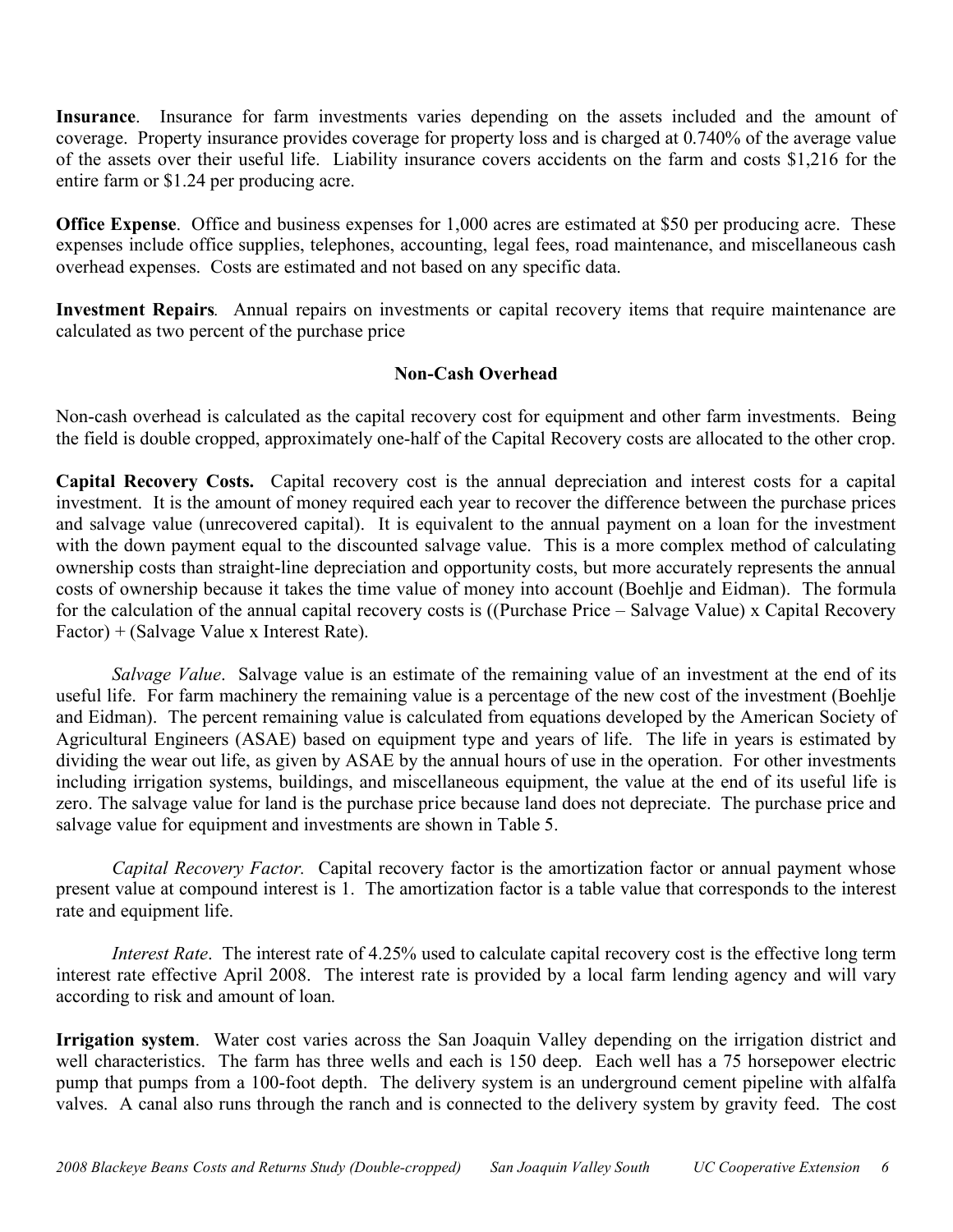**Insurance**. Insurance for farm investments varies depending on the assets included and the amount of coverage. Property insurance provides coverage for property loss and is charged at 0.740% of the average value of the assets over their useful life. Liability insurance covers accidents on the farm and costs $1,216 for the entire farm or $1.24 per producing acre.

**Office Expense**. Office and business expenses for 1,000 acres are estimated at $50 per producing acre. These expenses include office supplies, telephones, accounting, legal fees, road maintenance, and miscellaneous cash overhead expenses. Costs are estimated and not based on any specific data.

**Investment Repairs**. Annual repairs on investments or capital recovery items that require maintenance are calculated as two percent of the purchase price

### Non-Cash Overhead

Non-cash overhead is calculated as the capital recovery cost for equipment and other farm investments. Being the field is double cropped, approximately one-half of the Capital Recovery costs are allocated to the other crop.

**Capital Recovery Costs.** Capital recovery cost is the annual depreciation and interest costs for a capital investment. It is the amount of money required each year to recover the difference between the purchase prices and salvage value (unrecovered capital). It is equivalent to the annual payment on a loan for the investment with the down payment equal to the discounted salvage value. This is a more complex method of calculating ownership costs than straight-line depreciation and opportunity costs, but more accurately represents the annual costs of ownership because it takes the time value of money into account (Boehlje and Eidman). The formula for the calculation of the annual capital recovery costs is ((Purchase Price – Salvage Value) x Capital Recovery Factor) + (Salvage Value x Interest Rate).

*Salvage Value*. Salvage value is an estimate of the remaining value of an investment at the end of its useful life. For farm machinery the remaining value is a percentage of the new cost of the investment (Boehlje and Eidman). The percent remaining value is calculated from equations developed by the American Society of Agricultural Engineers (ASAE) based on equipment type and years of life. The life in years is estimated by dividing the wear out life, as given by ASAE by the annual hours of use in the operation. For other investments including irrigation systems, buildings, and miscellaneous equipment, the value at the end of its useful life is zero. The salvage value for land is the purchase price because land does not depreciate. The purchase price and salvage value for equipment and investments are shown in Table 5.

*Capital Recovery Factor.* Capital recovery factor is the amortization factor or annual payment whose present value at compound interest is 1. The amortization factor is a table value that corresponds to the interest rate and equipment life.

*Interest Rate*. The interest rate of 4.25% used to calculate capital recovery cost is the effective long term interest rate effective April 2008. The interest rate is provided by a local farm lending agency and will vary according to risk and amount of loan.

**Irrigation system**. Water cost varies across the San Joaquin Valley depending on the irrigation district and well characteristics. The farm has three wells and each is 150 deep. Each well has a 75 horsepower electric pump that pumps from a 100-foot depth. The delivery system is an underground cement pipeline with alfalfa valves. A canal also runs through the ranch and is connected to the delivery system by gravity feed. The cost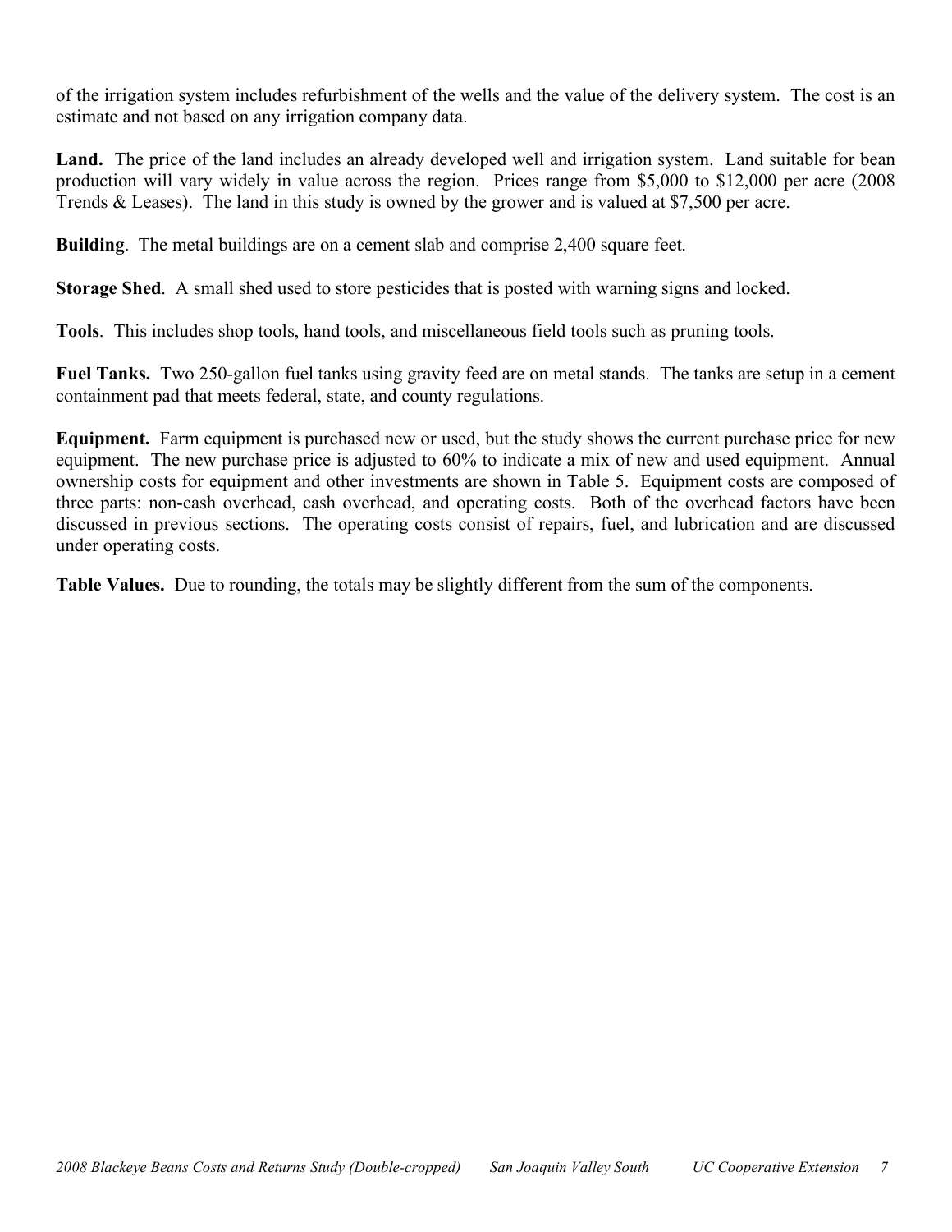of the irrigation system includes refurbishment of the wells and the value of the delivery system. The cost is an estimate and not based on any irrigation company data.

**Land.** The price of the land includes an already developed well and irrigation system. Land suitable for bean production will vary widely in value across the region. Prices range from $5,000 to $12,000 per acre (2008 Trends & Leases). The land in this study is owned by the grower and is valued at $7,500 per acre.

**Building**. The metal buildings are on a cement slab and comprise 2,400 square feet.

**Storage Shed**. A small shed used to store pesticides that is posted with warning signs and locked.

**Tools**. This includes shop tools, hand tools, and miscellaneous field tools such as pruning tools.

**Fuel Tanks.** Two 250-gallon fuel tanks using gravity feed are on metal stands. The tanks are setup in a cement containment pad that meets federal, state, and county regulations.

**Equipment.** Farm equipment is purchased new or used, but the study shows the current purchase price for new equipment. The new purchase price is adjusted to 60% to indicate a mix of new and used equipment. Annual ownership costs for equipment and other investments are shown in Table 5. Equipment costs are composed of three parts: non-cash overhead, cash overhead, and operating costs. Both of the overhead factors have been discussed in previous sections. The operating costs consist of repairs, fuel, and lubrication and are discussed under operating costs.

**Table Values.** Due to rounding, the totals may be slightly different from the sum of the components.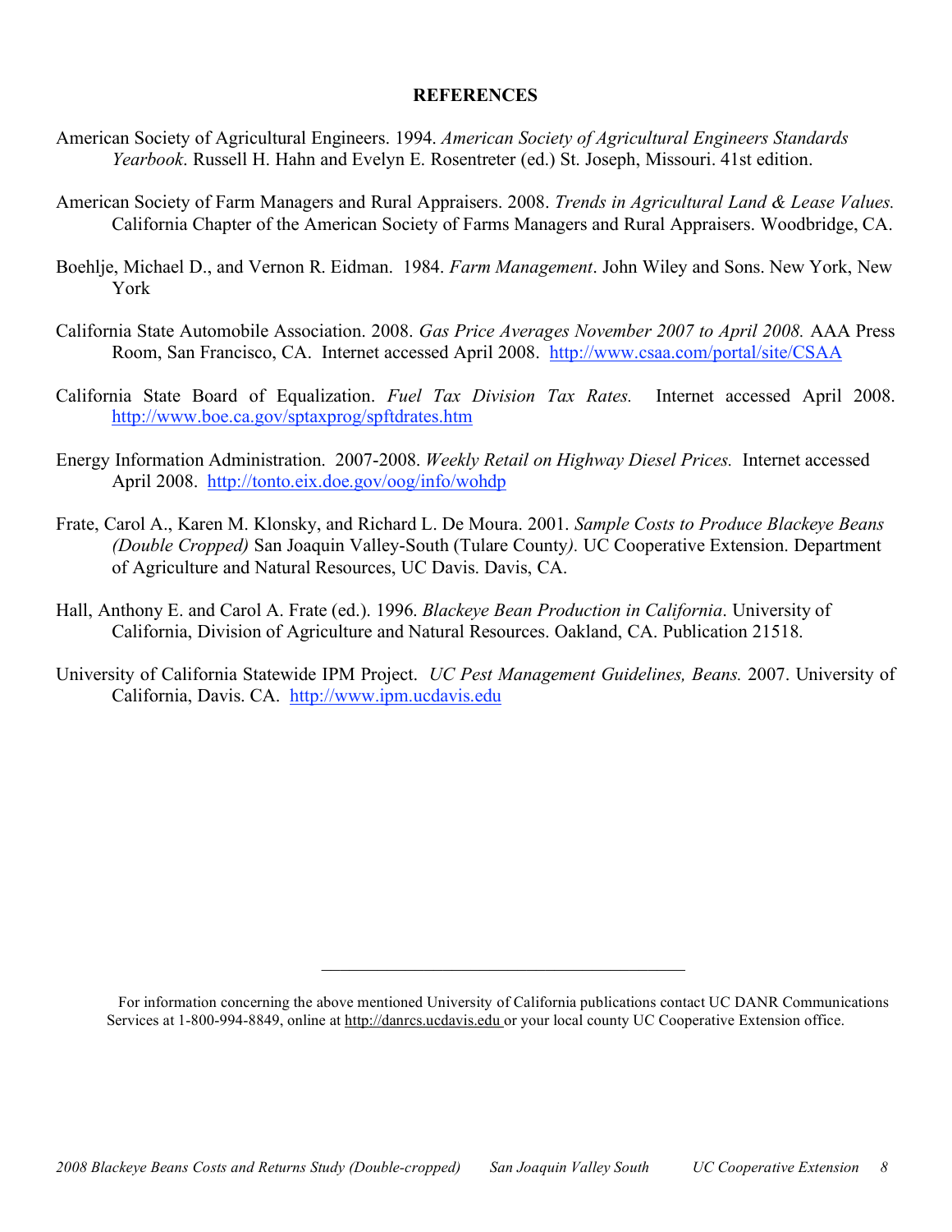## REFERENCES

American Society of Agricultural Engineers. 1994. *American Society of Agricultural Engineers Standards Yearbook*. Russell H. Hahn and Evelyn E. Rosentreter (ed.) St. Joseph, Missouri. 41st edition.

American Society of Farm Managers and Rural Appraisers. 2008. *Trends in Agricultural Land & Lease Values.* California Chapter of the American Society of Farms Managers and Rural Appraisers. Woodbridge, CA.

Boehlje, Michael D., and Vernon R. Eidman. 1984. *Farm Management*. John Wiley and Sons. New York, New York

California State Automobile Association. 2008. *Gas Price Averages November 2007 to April 2008.* AAA Press Room, San Francisco, CA. Internet accessed April 2008. http://www.csaa.com/portal/site/CSAA

California State Board of Equalization. *Fuel Tax Division Tax Rates.* Internet accessed April 2008. http://www.boe.ca.gov/sptaxprog/spftdrates.htm

Energy Information Administration. 2007-2008. *Weekly Retail on Highway Diesel Prices.* Internet accessed April 2008. http://tonto.eix.doe.gov/oog/info/wohdp

Frate, Carol A., Karen M. Klonsky, and Richard L. De Moura. 2001. *Sample Costs to Produce Blackeye Beans (Double Cropped)* San Joaquin Valley-South (Tulare County*).* UC Cooperative Extension. Department of Agriculture and Natural Resources, UC Davis. Davis, CA.

Hall, Anthony E. and Carol A. Frate (ed.). 1996. *Blackeye Bean Production in California*. University of California, Division of Agriculture and Natural Resources. Oakland, CA. Publication 21518.

University of California Statewide IPM Project. *UC Pest Management Guidelines, Beans.* 2007. University of California, Davis. CA. http://www.ipm.ucdavis.edu

---

For information concerning the above mentioned University of California publications contact UC DANR Communications Services at 1-800-994-8849, online at http://danrcs.ucdavis.edu or your local county UC Cooperative Extension office.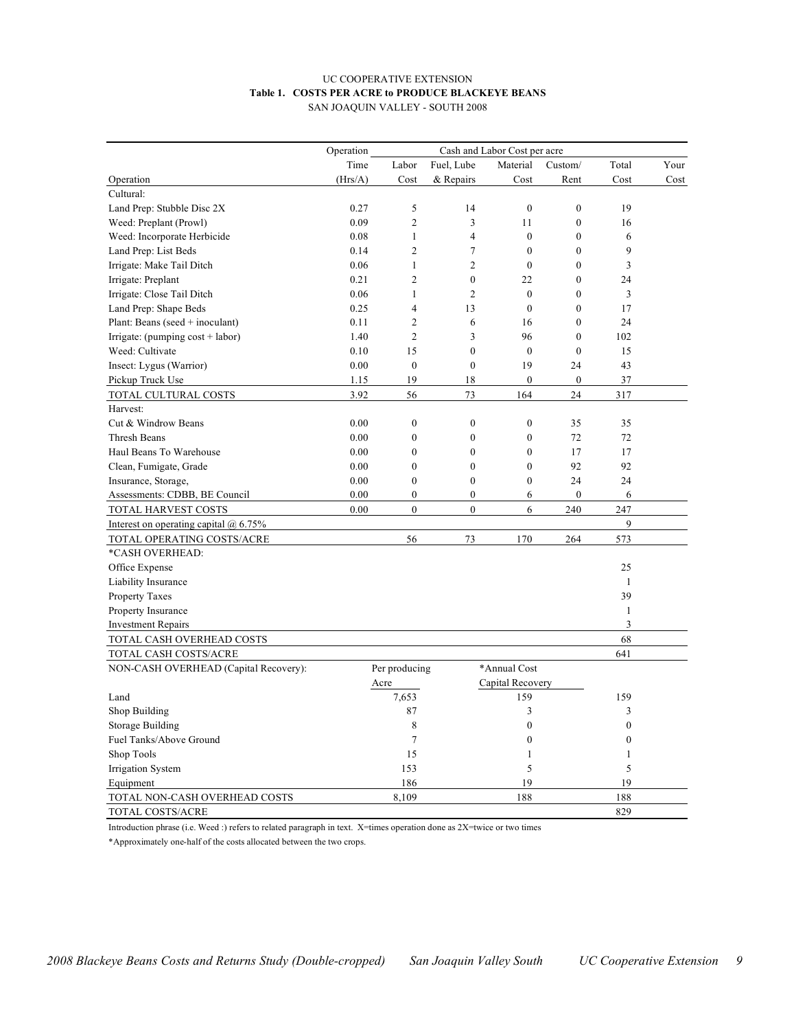UC COOPERATIVE EXTENSION

**Table 1. COSTS PER ACRE to PRODUCE BLACKEYE BEANS**

SAN JOAQUIN VALLEY - SOUTH 2008

| | Operation | Cash and Labor Cost per acre | | | | | |
|---|---|---|---|---|---|---|---|
| | Time | Labor | Fuel, Lube | Material | Custom/ | Total | Your |
| Operation | (Hrs/A) | Cost | & Repairs | Cost | Rent | Cost | Cost |
| Cultural: | | | | | | | |
| Land Prep: Stubble Disc 2X | 0.27 | 5 | 14 | 0 | 0 | 19 | |
| Weed: Preplant (Prowl) | 0.09 | 2 | 3 | 11 | 0 | 16 | |
| Weed: Incorporate Herbicide | 0.08 | 1 | 4 | 0 | 0 | 6 | |
| Land Prep: List Beds | 0.14 | 2 | 7 | 0 | 0 | 9 | |
| Irrigate: Make Tail Ditch | 0.06 | 1 | 2 | 0 | 0 | 3 | |
| Irrigate: Preplant | 0.21 | 2 | 0 | 22 | 0 | 24 | |
| Irrigate: Close Tail Ditch | 0.06 | 1 | 2 | 0 | 0 | 3 | |
| Land Prep: Shape Beds | 0.25 | 4 | 13 | 0 | 0 | 17 | |
| Plant: Beans (seed + inoculant) | 0.11 | 2 | 6 | 16 | 0 | 24 | |
| Irrigate: (pumping cost + labor) | 1.40 | 2 | 3 | 96 | 0 | 102 | |
| Weed: Cultivate | 0.10 | 15 | 0 | 0 | 0 | 15 | |
| Insect: Lygus (Warrior) | 0.00 | 0 | 0 | 19 | 24 | 43 | |
| Pickup Truck Use | 1.15 | 19 | 18 | 0 | 0 | 37 | |
| TOTAL CULTURAL COSTS | 3.92 | 56 | 73 | 164 | 24 | 317 | |
| Harvest: | | | | | | | |
| Cut & Windrow Beans | 0.00 | 0 | 0 | 0 | 35 | 35 | |
| Thresh Beans | 0.00 | 0 | 0 | 0 | 72 | 72 | |
| Haul Beans To Warehouse | 0.00 | 0 | 0 | 0 | 17 | 17 | |
| Clean, Fumigate, Grade | 0.00 | 0 | 0 | 0 | 92 | 92 | |
| Insurance, Storage, | 0.00 | 0 | 0 | 0 | 24 | 24 | |
| Assessments: CDBB, BE Council | 0.00 | 0 | 0 | 6 | 0 | 6 | |
| TOTAL HARVEST COSTS | 0.00 | 0 | 0 | 6 | 240 | 247 | |
| Interest on operating capital @ 6.75% | | | | | | 9 | |
| TOTAL OPERATING COSTS/ACRE | | 56 | 73 | 170 | 264 | 573 | |
| *CASH OVERHEAD: | | | | | | | |
| Office Expense | | | | | | 25 | |
| Liability Insurance | | | | | | 1 | |
| Property Taxes | | | | | | 39 | |
| Property Insurance | | | | | | 1 | |
| Investment Repairs | | | | | | 3 | |
| TOTAL CASH OVERHEAD COSTS | | | | | | 68 | |
| TOTAL CASH COSTS/ACRE | | | | | | 641 | |
| NON-CASH OVERHEAD (Capital Recovery): | | Per producing Acre | | *Annual Cost Capital Recovery | | | |
| Land | | 7,653 | | 159 | | 159 | |
| Shop Building | | 87 | | 3 | | 3 | |
| Storage Building | | 8 | | 0 | | 0 | |
| Fuel Tanks/Above Ground | | 7 | | 0 | | 0 | |
| Shop Tools | | 15 | | 1 | | 1 | |
| Irrigation System | | 153 | | 5 | | 5 | |
| Equipment | | 186 | | 19 | | 19 | |
| TOTAL NON-CASH OVERHEAD COSTS | | 8,109 | | 188 | | 188 | |
| TOTAL COSTS/ACRE | | | | | | 829 | |

Introduction phrase (i.e. Weed :) refers to related paragraph in text. X=times operation done as 2X=twice or two times

*Approximately one-half of the costs allocated between the two crops.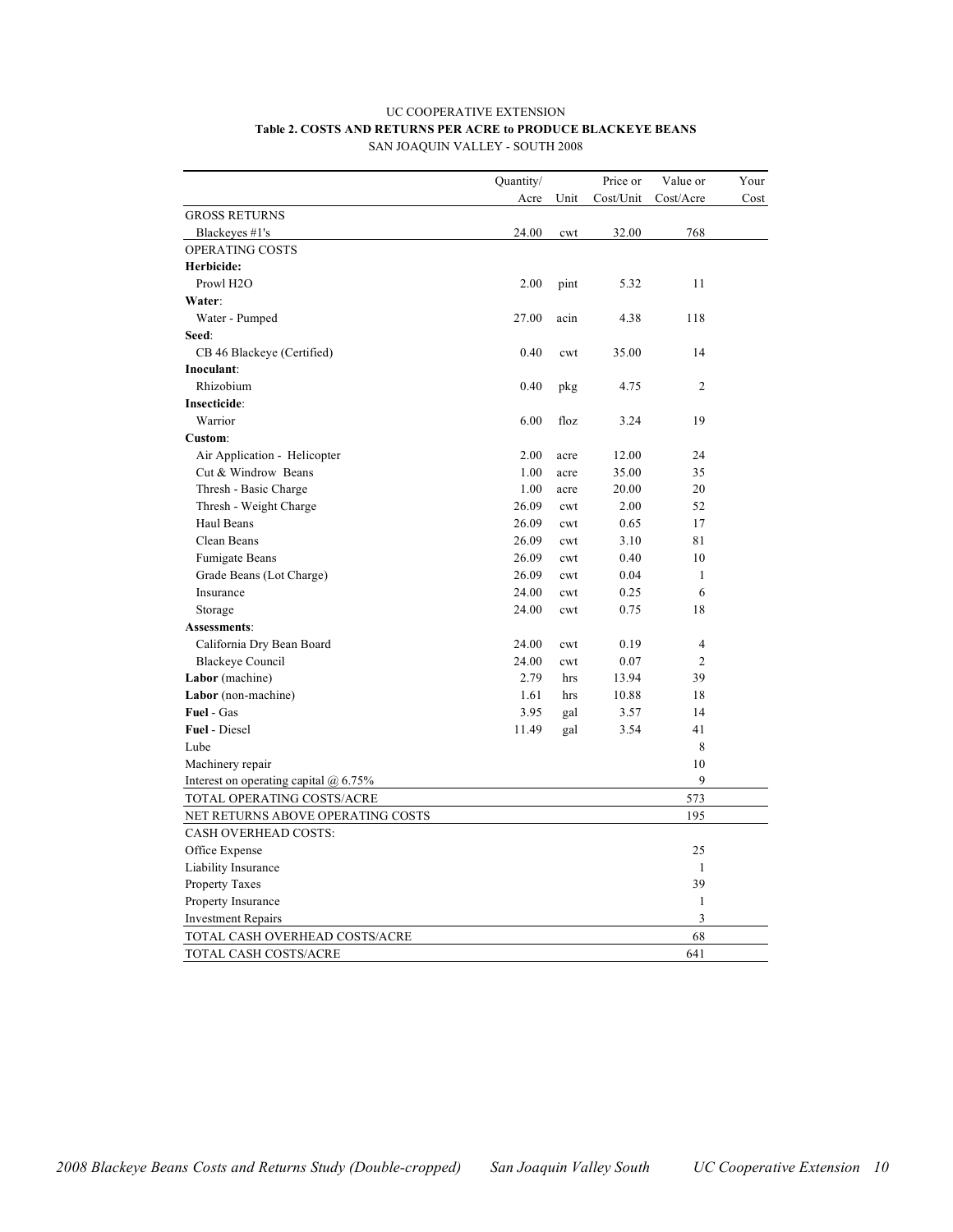UC COOPERATIVE EXTENSION

**Table 2. COSTS AND RETURNS PER ACRE to PRODUCE BLACKEYE BEANS**

SAN JOAQUIN VALLEY - SOUTH 2008

| | Quantity/ Acre | Unit | Price or Cost/Unit | Value or Cost/Acre | Your Cost |
|---|---|---|---|---|---|
| GROSS RETURNS | | | | | |
| Blackeyes #1's | 24.00 | cwt | 32.00 | 768 | |
| OPERATING COSTS | | | | | |
| **Herbicide:** | | | | | |
| Prowl H2O | 2.00 | pint | 5.32 | 11 | |
| **Water**: | | | | | |
| Water - Pumped | 27.00 | acin | 4.38 | 118 | |
| **Seed**: | | | | | |
| CB 46 Blackeye (Certified) | 0.40 | cwt | 35.00 | 14 | |
| **Inoculant**: | | | | | |
| Rhizobium | 0.40 | pkg | 4.75 | 2 | |
| **Insecticide**: | | | | | |
| Warrior | 6.00 | floz | 3.24 | 19 | |
| **Custom**: | | | | | |
| Air Application - Helicopter | 2.00 | acre | 12.00 | 24 | |
| Cut & Windrow Beans | 1.00 | acre | 35.00 | 35 | |
| Thresh - Basic Charge | 1.00 | acre | 20.00 | 20 | |
| Thresh - Weight Charge | 26.09 | cwt | 2.00 | 52 | |
| Haul Beans | 26.09 | cwt | 0.65 | 17 | |
| Clean Beans | 26.09 | cwt | 3.10 | 81 | |
| Fumigate Beans | 26.09 | cwt | 0.40 | 10 | |
| Grade Beans (Lot Charge) | 26.09 | cwt | 0.04 | 1 | |
| Insurance | 24.00 | cwt | 0.25 | 6 | |
| Storage | 24.00 | cwt | 0.75 | 18 | |
| **Assessments**: | | | | | |
| California Dry Bean Board | 24.00 | cwt | 0.19 | 4 | |
| Blackeye Council | 24.00 | cwt | 0.07 | 2 | |
| **Labor** (machine) | 2.79 | hrs | 13.94 | 39 | |
| **Labor** (non-machine) | 1.61 | hrs | 10.88 | 18 | |
| **Fuel** - Gas | 3.95 | gal | 3.57 | 14 | |
| **Fuel** - Diesel | 11.49 | gal | 3.54 | 41 | |
| Lube | | | | 8 | |
| Machinery repair | | | | 10 | |
| Interest on operating capital @ 6.75% | | | | 9 | |
| TOTAL OPERATING COSTS/ACRE | | | | 573 | |
| NET RETURNS ABOVE OPERATING COSTS | | | | 195 | |
| CASH OVERHEAD COSTS: | | | | | |
| Office Expense | | | | 25 | |
| Liability Insurance | | | | 1 | |
| Property Taxes | | | | 39 | |
| Property Insurance | | | | 1 | |
| Investment Repairs | | | | 3 | |
| TOTAL CASH OVERHEAD COSTS/ACRE | | | | 68 | |
| TOTAL CASH COSTS/ACRE | | | | 641 | |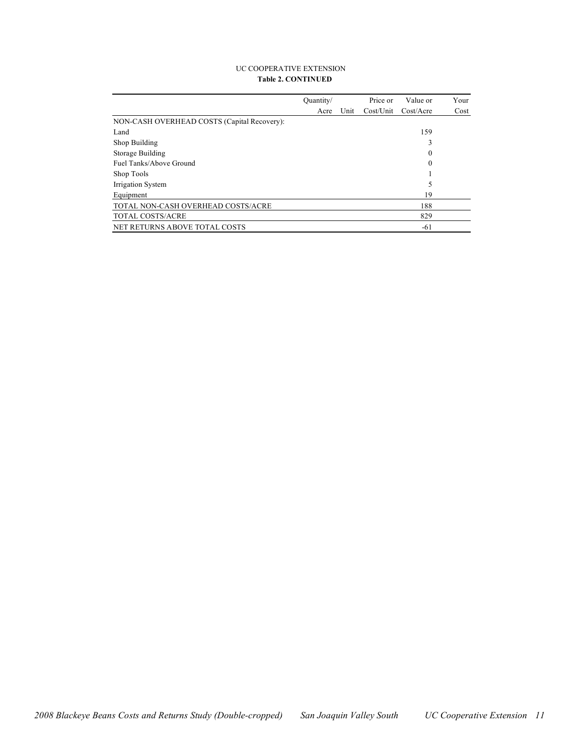UC COOPERATIVE EXTENSION

**Table 2. CONTINUED**

| | Quantity/ Acre | Unit | Price or Cost/Unit | Value or Cost/Acre | Your Cost |
|---|---|---|---|---|---|
| NON-CASH OVERHEAD COSTS (Capital Recovery): | | | | | |
| Land | | | | 159 | |
| Shop Building | | | | 3 | |
| Storage Building | | | | 0 | |
| Fuel Tanks/Above Ground | | | | 0 | |
| Shop Tools | | | | 1 | |
| Irrigation System | | | | 5 | |
| Equipment | | | | 19 | |
| TOTAL NON-CASH OVERHEAD COSTS/ACRE | | | | 188 | |
| TOTAL COSTS/ACRE | | | | 829 | |
| NET RETURNS ABOVE TOTAL COSTS | | | | -61 | |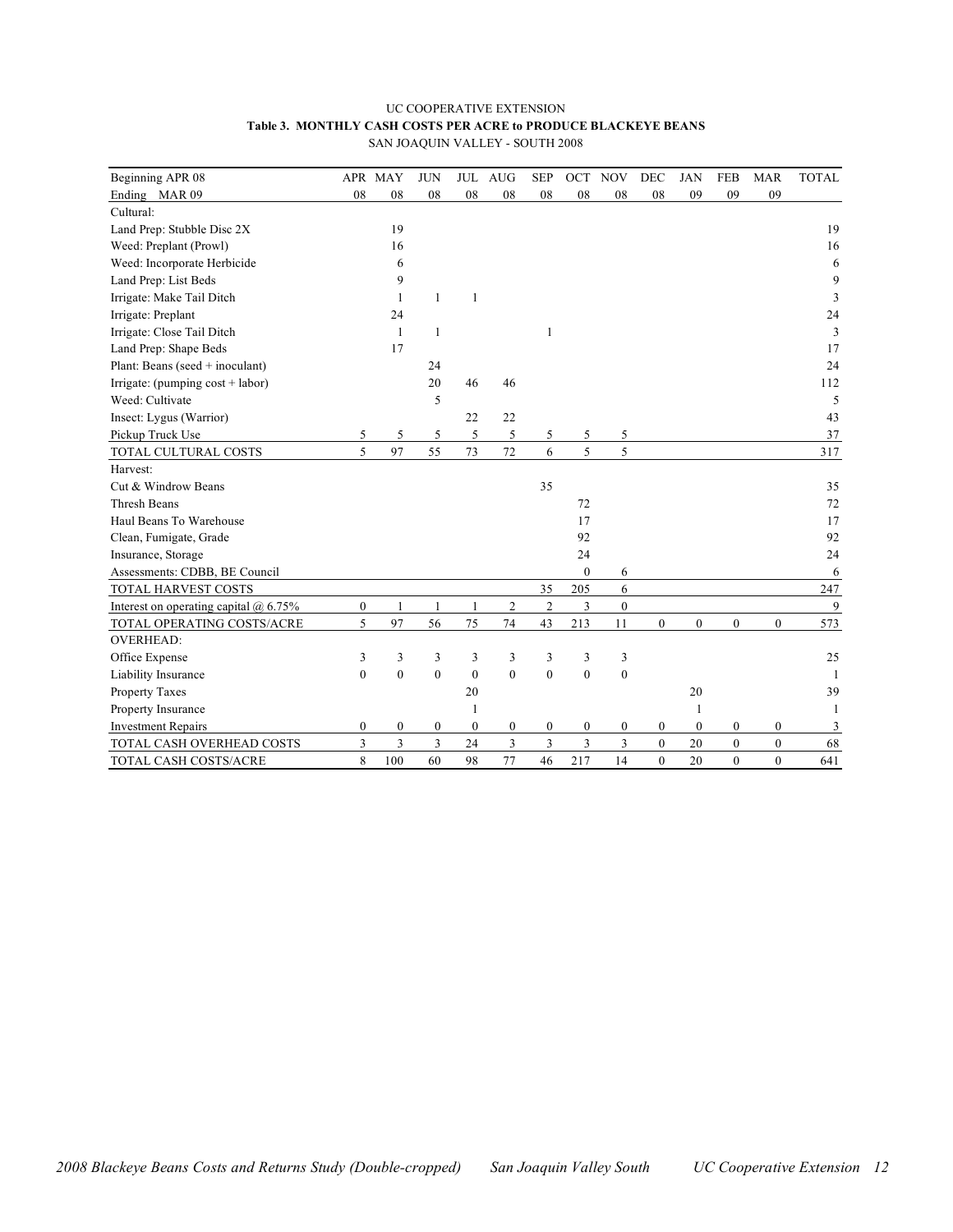UC COOPERATIVE EXTENSION

**Table 3. MONTHLY CASH COSTS PER ACRE to PRODUCE BLACKEYE BEANS**

SAN JOAQUIN VALLEY - SOUTH 2008

| Beginning APR 08 | APR | MAY | JUN | JUL | AUG | SEP | OCT | NOV | DEC | JAN | FEB | MAR | TOTAL |
|---|---|---|---|---|---|---|---|---|---|---|---|---|---|
| Ending MAR 09 | 08 | 08 | 08 | 08 | 08 | 08 | 08 | 08 | 08 | 09 | 09 | 09 | |
| Cultural: | | | | | | | | | | | | | |
| Land Prep: Stubble Disc 2X | | 19 | | | | | | | | | | | 19 |
| Weed: Preplant (Prowl) | | 16 | | | | | | | | | | | 16 |
| Weed: Incorporate Herbicide | | 6 | | | | | | | | | | | 6 |
| Land Prep: List Beds | | 9 | | | | | | | | | | | 9 |
| Irrigate: Make Tail Ditch | | 1 | 1 | 1 | | | | | | | | | 3 |
| Irrigate: Preplant | | 24 | | | | | | | | | | | 24 |
| Irrigate: Close Tail Ditch | | 1 | 1 | | | 1 | | | | | | | 3 |
| Land Prep: Shape Beds | | 17 | | | | | | | | | | | 17 |
| Plant: Beans (seed + inoculant) | | | 24 | | | | | | | | | | 24 |
| Irrigate: (pumping cost + labor) | | | 20 | 46 | 46 | | | | | | | | 112 |
| Weed: Cultivate | | | 5 | | | | | | | | | | 5 |
| Insect: Lygus (Warrior) | | | | 22 | 22 | | | | | | | | 43 |
| Pickup Truck Use | 5 | 5 | 5 | 5 | 5 | 5 | 5 | 5 | | | | | 37 |
| TOTAL CULTURAL COSTS | 5 | 97 | 55 | 73 | 72 | 6 | 5 | 5 | | | | | 317 |
| Harvest: | | | | | | | | | | | | | |
| Cut & Windrow Beans | | | | | | 35 | | | | | | | 35 |
| Thresh Beans | | | | | | | 72 | | | | | | 72 |
| Haul Beans To Warehouse | | | | | | | 17 | | | | | | 17 |
| Clean, Fumigate, Grade | | | | | | | 92 | | | | | | 92 |
| Insurance, Storage | | | | | | | 24 | | | | | | 24 |
| Assessments: CDBB, BE Council | | | | | | | 0 | 6 | | | | | 6 |
| TOTAL HARVEST COSTS | | | | | | 35 | 205 | 6 | | | | | 247 |
| Interest on operating capital @ 6.75% | 0 | 1 | 1 | 1 | 2 | 2 | 3 | 0 | | | | | 9 |
| TOTAL OPERATING COSTS/ACRE | 5 | 97 | 56 | 75 | 74 | 43 | 213 | 11 | 0 | 0 | 0 | 0 | 573 |
| OVERHEAD: | | | | | | | | | | | | | |
| Office Expense | 3 | 3 | 3 | 3 | 3 | 3 | 3 | 3 | | | | | 25 |
| Liability Insurance | 0 | 0 | 0 | 0 | 0 | 0 | 0 | 0 | | | | | 1 |
| Property Taxes | | | | 20 | | | | | | 20 | | | 39 |
| Property Insurance | | | | 1 | | | | | | 1 | | | 1 |
| Investment Repairs | 0 | 0 | 0 | 0 | 0 | 0 | 0 | 0 | 0 | 0 | 0 | 0 | 3 |
| TOTAL CASH OVERHEAD COSTS | 3 | 3 | 3 | 24 | 3 | 3 | 3 | 3 | 0 | 20 | 0 | 0 | 68 |
| TOTAL CASH COSTS/ACRE | 8 | 100 | 60 | 98 | 77 | 46 | 217 | 14 | 0 | 20 | 0 | 0 | 641 |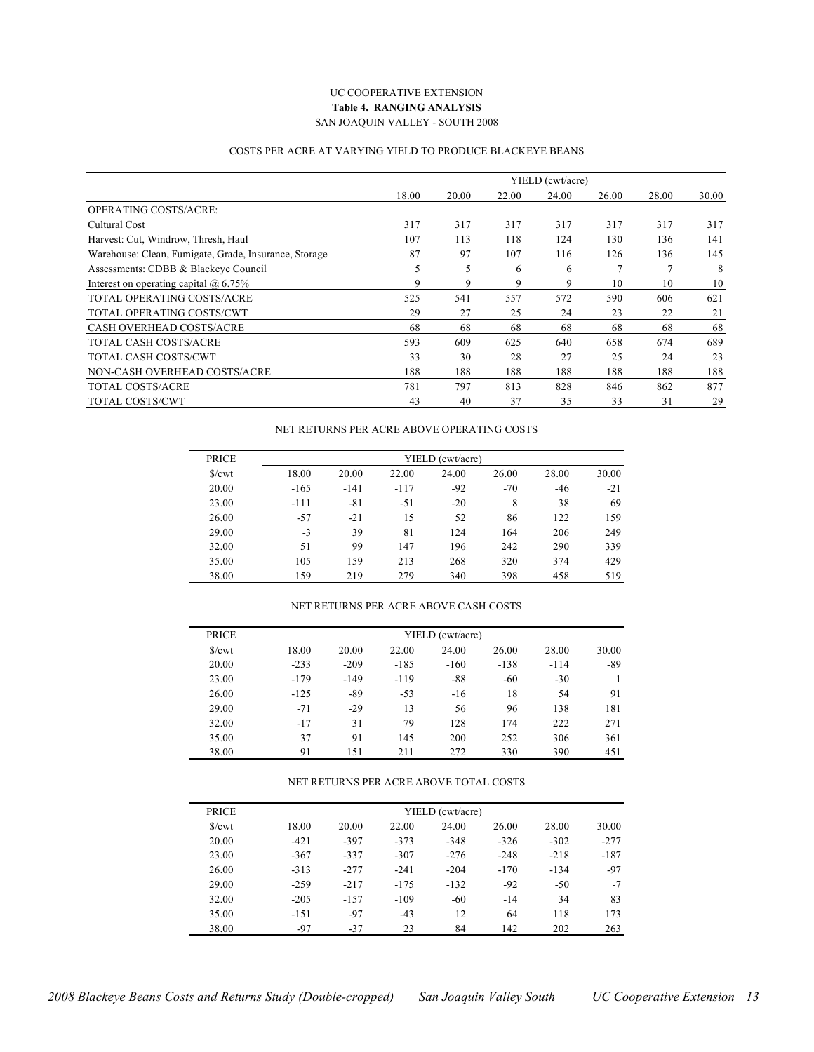UC COOPERATIVE EXTENSION

**Table 4. RANGING ANALYSIS**

SAN JOAQUIN VALLEY - SOUTH 2008

COSTS PER ACRE AT VARYING YIELD TO PRODUCE BLACKEYE BEANS

| | YIELD (cwt/acre) | | | | | | |
|---|---|---|---|---|---|---|---|
| | 18.00 | 20.00 | 22.00 | 24.00 | 26.00 | 28.00 | 30.00 |
| OPERATING COSTS/ACRE: | | | | | | | |
| Cultural Cost | 317 | 317 | 317 | 317 | 317 | 317 | 317 |
| Harvest: Cut, Windrow, Thresh, Haul | 107 | 113 | 118 | 124 | 130 | 136 | 141 |
| Warehouse: Clean, Fumigate, Grade, Insurance, Storage | 87 | 97 | 107 | 116 | 126 | 136 | 145 |
| Assessments: CDBB & Blackeye Council | 5 | 5 | 6 | 6 | 7 | 7 | 8 |
| Interest on operating capital @ 6.75% | 9 | 9 | 9 | 9 | 10 | 10 | 10 |
| TOTAL OPERATING COSTS/ACRE | 525 | 541 | 557 | 572 | 590 | 606 | 621 |
| TOTAL OPERATING COSTS/CWT | 29 | 27 | 25 | 24 | 23 | 22 | 21 |
| CASH OVERHEAD COSTS/ACRE | 68 | 68 | 68 | 68 | 68 | 68 | 68 |
| TOTAL CASH COSTS/ACRE | 593 | 609 | 625 | 640 | 658 | 674 | 689 |
| TOTAL CASH COSTS/CWT | 33 | 30 | 28 | 27 | 25 | 24 | 23 |
| NON-CASH OVERHEAD COSTS/ACRE | 188 | 188 | 188 | 188 | 188 | 188 | 188 |
| TOTAL COSTS/ACRE | 781 | 797 | 813 | 828 | 846 | 862 | 877 |
| TOTAL COSTS/CWT | 43 | 40 | 37 | 35 | 33 | 31 | 29 |

NET RETURNS PER ACRE ABOVE OPERATING COSTS

| PRICE | YIELD (cwt/acre) | | | | | | |
|---|---|---|---|---|---|---|---|
| $/cwt | 18.00 | 20.00 | 22.00 | 24.00 | 26.00 | 28.00 | 30.00 |
| 20.00 | -165 | -141 | -117 | -92 | -70 | -46 | -21 |
| 23.00 | -111 | -81 | -51 | -20 | 8 | 38 | 69 |
| 26.00 | -57 | -21 | 15 | 52 | 86 | 122 | 159 |
| 29.00 | -3 | 39 | 81 | 124 | 164 | 206 | 249 |
| 32.00 | 51 | 99 | 147 | 196 | 242 | 290 | 339 |
| 35.00 | 105 | 159 | 213 | 268 | 320 | 374 | 429 |
| 38.00 | 159 | 219 | 279 | 340 | 398 | 458 | 519 |

NET RETURNS PER ACRE ABOVE CASH COSTS

| PRICE | YIELD (cwt/acre) | | | | | | |
|---|---|---|---|---|---|---|---|
| $/cwt | 18.00 | 20.00 | 22.00 | 24.00 | 26.00 | 28.00 | 30.00 |
| 20.00 | -233 | -209 | -185 | -160 | -138 | -114 | -89 |
| 23.00 | -179 | -149 | -119 | -88 | -60 | -30 | 1 |
| 26.00 | -125 | -89 | -53 | -16 | 18 | 54 | 91 |
| 29.00 | -71 | -29 | 13 | 56 | 96 | 138 | 181 |
| 32.00 | -17 | 31 | 79 | 128 | 174 | 222 | 271 |
| 35.00 | 37 | 91 | 145 | 200 | 252 | 306 | 361 |
| 38.00 | 91 | 151 | 211 | 272 | 330 | 390 | 451 |

NET RETURNS PER ACRE ABOVE TOTAL COSTS

| PRICE | YIELD (cwt/acre) | | | | | | |
|---|---|---|---|---|---|---|---|
| $/cwt | 18.00 | 20.00 | 22.00 | 24.00 | 26.00 | 28.00 | 30.00 |
| 20.00 | -421 | -397 | -373 | -348 | -326 | -302 | -277 |
| 23.00 | -367 | -337 | -307 | -276 | -248 | -218 | -187 |
| 26.00 | -313 | -277 | -241 | -204 | -170 | -134 | -97 |
| 29.00 | -259 | -217 | -175 | -132 | -92 | -50 | -7 |
| 32.00 | -205 | -157 | -109 | -60 | -14 | 34 | 83 |
| 35.00 | -151 | -97 | -43 | 12 | 64 | 118 | 173 |
| 38.00 | -97 | -37 | 23 | 84 | 142 | 202 | 263 |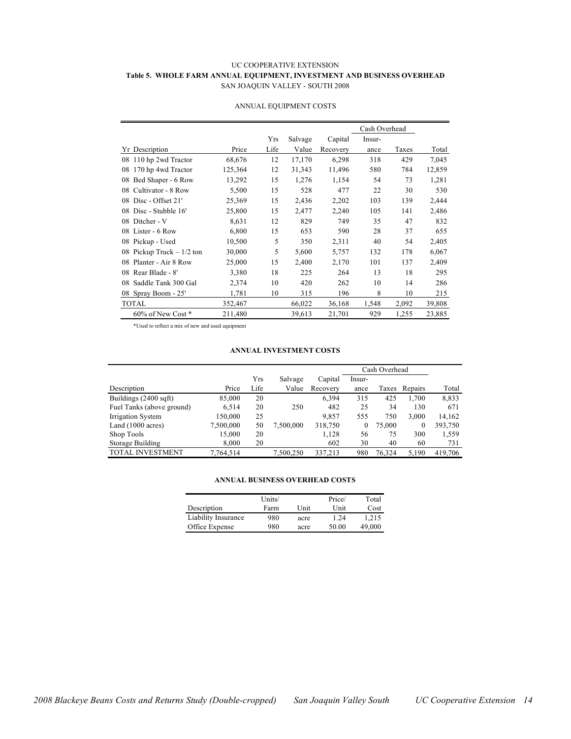UC COOPERATIVE EXTENSION

**Table 5. WHOLE FARM ANNUAL EQUIPMENT, INVESTMENT AND BUSINESS OVERHEAD**

SAN JOAQUIN VALLEY - SOUTH 2008

ANNUAL EQUIPMENT COSTS

| | | | | | Cash Overhead | | |
|---|---|---|---|---|---|---|---|
| Yr Description | Price | Yrs Life | Salvage Value | Capital Recovery | Insur-ance | Taxes | Total |
| 08 110 hp 2wd Tractor | 68,676 | 12 | 17,170 | 6,298 | 318 | 429 | 7,045 |
| 08 170 hp 4wd Tractor | 125,364 | 12 | 31,343 | 11,496 | 580 | 784 | 12,859 |
| 08 Bed Shaper - 6 Row | 13,292 | 15 | 1,276 | 1,154 | 54 | 73 | 1,281 |
| 08 Cultivator - 8 Row | 5,500 | 15 | 528 | 477 | 22 | 30 | 530 |
| 08 Disc - Offset 21' | 25,369 | 15 | 2,436 | 2,202 | 103 | 139 | 2,444 |
| 08 Disc - Stubble 16' | 25,800 | 15 | 2,477 | 2,240 | 105 | 141 | 2,486 |
| 08 Ditcher - V | 8,631 | 12 | 829 | 749 | 35 | 47 | 832 |
| 08 Lister - 6 Row | 6,800 | 15 | 653 | 590 | 28 | 37 | 655 |
| 08 Pickup - Used | 10,500 | 5 | 350 | 2,311 | 40 | 54 | 2,405 |
| 08 Pickup Truck – 1/2 ton | 30,000 | 5 | 5,600 | 5,757 | 132 | 178 | 6,067 |
| 08 Planter - Air 8 Row | 25,000 | 15 | 2,400 | 2,170 | 101 | 137 | 2,409 |
| 08 Rear Blade - 8' | 3,380 | 18 | 225 | 264 | 13 | 18 | 295 |
| 08 Saddle Tank 300 Gal | 2,374 | 10 | 420 | 262 | 10 | 14 | 286 |
| 08 Spray Boom - 25' | 1,781 | 10 | 315 | 196 | 8 | 10 | 215 |
| TOTAL | 352,467 | | 66,022 | 36,168 | 1,548 | 2,092 | 39,808 |
| 60% of New Cost * | 211,480 | | 39,613 | 21,701 | 929 | 1,255 | 23,885 |

*Used to reflect a mix of new and used equipment

**ANNUAL INVESTMENT COSTS**

| | | | | | Cash Overhead | | | |
|---|---|---|---|---|---|---|---|---|
| Description | Price | Yrs Life | Salvage Value | Capital Recovery | Insur-ance | Taxes | Repairs | Total |
| Buildings (2400 sqft) | 85,000 | 20 | | 6,394 | 315 | 425 | 1,700 | 8,833 |
| Fuel Tanks (above ground) | 6,514 | 20 | 250 | 482 | 25 | 34 | 130 | 671 |
| Irrigation System | 150,000 | 25 | | 9,857 | 555 | 750 | 3,000 | 14,162 |
| Land (1000 acres) | 7,500,000 | 50 | 7,500,000 | 318,750 | 0 | 75,000 | 0 | 393,750 |
| Shop Tools | 15,000 | 20 | | 1,128 | 56 | 75 | 300 | 1,559 |
| Storage Building | 8,000 | 20 | | 602 | 30 | 40 | 60 | 731 |
| TOTAL INVESTMENT | 7,764,514 | | 7,500,250 | 337,213 | 980 | 76,324 | 5,190 | 419,706 |

**ANNUAL BUSINESS OVERHEAD COSTS**

| Description | Units/ Farm | Unit | Price/ Unit | Total Cost |
|---|---|---|---|---|
| Liability Insurance | 980 | acre | 1.24 | 1,215 |
| Office Expense | 980 | acre | 50.00 | 49,000 |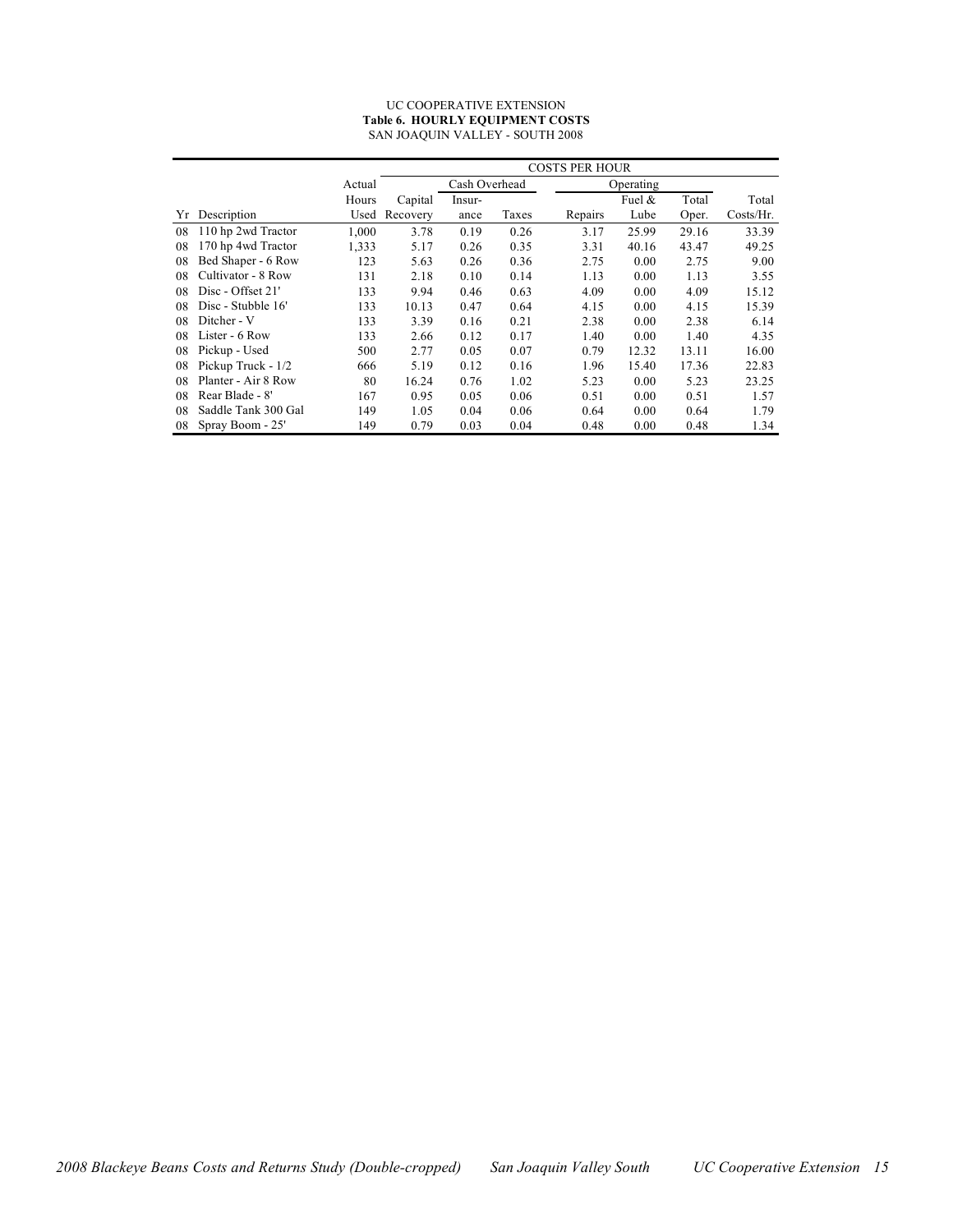UC COOPERATIVE EXTENSION

**Table 6. HOURLY EQUIPMENT COSTS**

SAN JOAQUIN VALLEY - SOUTH 2008

| | | | COSTS PER HOUR | | | | | | |
|---|---|---|---|---|---|---|---|---|---|
| | | Actual | | Cash Overhead | | Operating | | | |
| | | Hours | Capital | Insur- | | | Fuel & | Total | Total |
| Yr | Description | Used | Recovery | ance | Taxes | Repairs | Lube | Oper. | Costs/Hr. |
| 08 | 110 hp 2wd Tractor | 1,000 | 3.78 | 0.19 | 0.26 | 3.17 | 25.99 | 29.16 | 33.39 |
| 08 | 170 hp 4wd Tractor | 1,333 | 5.17 | 0.26 | 0.35 | 3.31 | 40.16 | 43.47 | 49.25 |
| 08 | Bed Shaper - 6 Row | 123 | 5.63 | 0.26 | 0.36 | 2.75 | 0.00 | 2.75 | 9.00 |
| 08 | Cultivator - 8 Row | 131 | 2.18 | 0.10 | 0.14 | 1.13 | 0.00 | 1.13 | 3.55 |
| 08 | Disc - Offset 21' | 133 | 9.94 | 0.46 | 0.63 | 4.09 | 0.00 | 4.09 | 15.12 |
| 08 | Disc - Stubble 16' | 133 | 10.13 | 0.47 | 0.64 | 4.15 | 0.00 | 4.15 | 15.39 |
| 08 | Ditcher - V | 133 | 3.39 | 0.16 | 0.21 | 2.38 | 0.00 | 2.38 | 6.14 |
| 08 | Lister - 6 Row | 133 | 2.66 | 0.12 | 0.17 | 1.40 | 0.00 | 1.40 | 4.35 |
| 08 | Pickup - Used | 500 | 2.77 | 0.05 | 0.07 | 0.79 | 12.32 | 13.11 | 16.00 |
| 08 | Pickup Truck - 1/2 | 666 | 5.19 | 0.12 | 0.16 | 1.96 | 15.40 | 17.36 | 22.83 |
| 08 | Planter - Air 8 Row | 80 | 16.24 | 0.76 | 1.02 | 5.23 | 0.00 | 5.23 | 23.25 |
| 08 | Rear Blade - 8' | 167 | 0.95 | 0.05 | 0.06 | 0.51 | 0.00 | 0.51 | 1.57 |
| 08 | Saddle Tank 300 Gal | 149 | 1.05 | 0.04 | 0.06 | 0.64 | 0.00 | 0.64 | 1.79 |
| 08 | Spray Boom - 25' | 149 | 0.79 | 0.03 | 0.04 | 0.48 | 0.00 | 0.48 | 1.34 |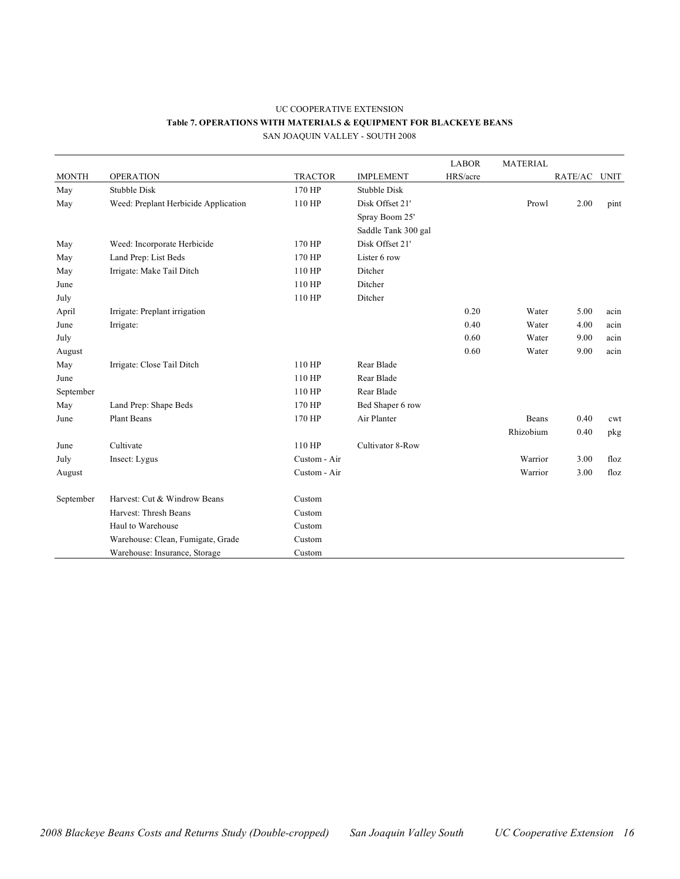UC COOPERATIVE EXTENSION

**Table 7. OPERATIONS WITH MATERIALS & EQUIPMENT FOR BLACKEYE BEANS**

SAN JOAQUIN VALLEY - SOUTH 2008

| MONTH | OPERATION | TRACTOR | IMPLEMENT | LABOR HRS/acre | MATERIAL | RATE/AC | UNIT |
|---|---|---|---|---|---|---|---|
| May | Stubble Disk | 170 HP | Stubble Disk | | | | |
| May | Weed: Preplant Herbicide Application | 110 HP | Disk Offset 21' | | Prowl | 2.00 | pint |
| | | | Spray Boom 25' | | | | |
| | | | Saddle Tank 300 gal | | | | |
| May | Weed: Incorporate Herbicide | 170 HP | Disk Offset 21' | | | | |
| May | Land Prep: List Beds | 170 HP | Lister 6 row | | | | |
| May | Irrigate: Make Tail Ditch | 110 HP | Ditcher | | | | |
| June | | 110 HP | Ditcher | | | | |
| July | | 110 HP | Ditcher | | | | |
| April | Irrigate: Preplant irrigation | | | 0.20 | Water | 5.00 | acin |
| June | Irrigate: | | | 0.40 | Water | 4.00 | acin |
| July | | | | 0.60 | Water | 9.00 | acin |
| August | | | | 0.60 | Water | 9.00 | acin |
| May | Irrigate: Close Tail Ditch | 110 HP | Rear Blade | | | | |
| June | | 110 HP | Rear Blade | | | | |
| September | | 110 HP | Rear Blade | | | | |
| May | Land Prep: Shape Beds | 170 HP | Bed Shaper 6 row | | | | |
| June | Plant Beans | 170 HP | Air Planter | | Beans | 0.40 | cwt |
| | | | | | Rhizobium | 0.40 | pkg |
| June | Cultivate | 110 HP | Cultivator 8-Row | | | | |
| July | Insect: Lygus | Custom - Air | | | Warrior | 3.00 | floz |
| August | | Custom - Air | | | Warrior | 3.00 | floz |
| September | Harvest: Cut & Windrow Beans | Custom | | | | | |
| | Harvest: Thresh Beans | Custom | | | | | |
| | Haul to Warehouse | Custom | | | | | |
| | Warehouse: Clean, Fumigate, Grade | Custom | | | | | |
| | Warehouse: Insurance, Storage | Custom | | | | | |